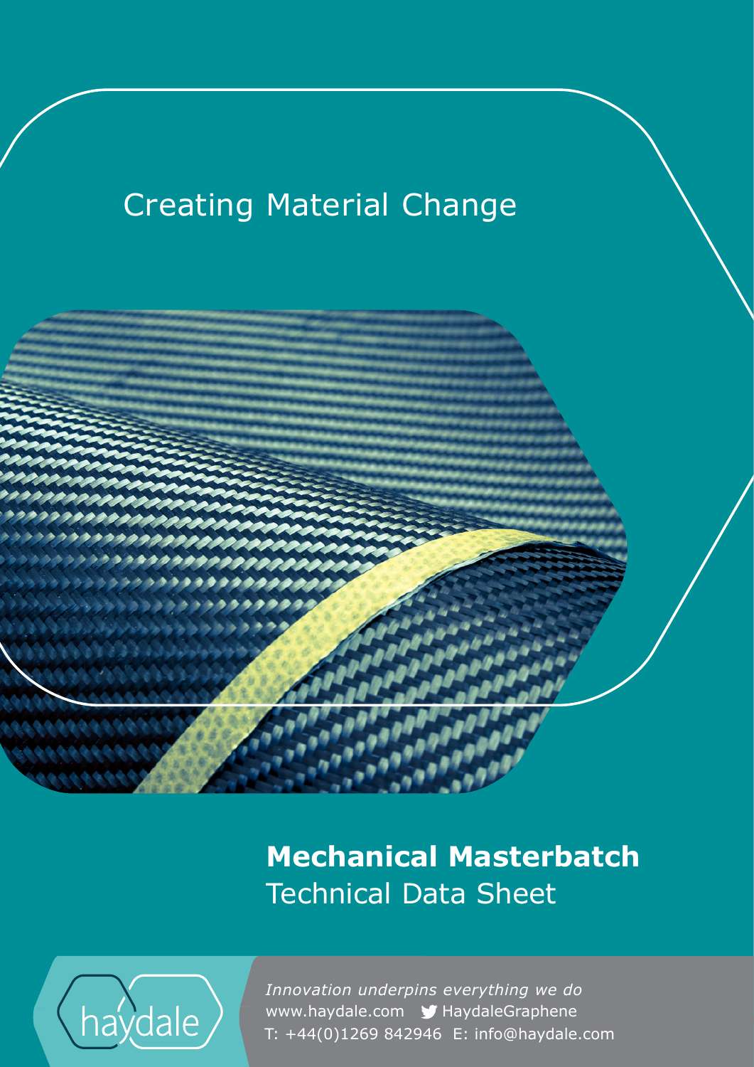Creating Material Change

# **Mechanical Masterbatch**

## Technical Data Sheet

haydale

*Innovation underpins everything we do*

www.haydale.com HaydaleGraphene

T: +44(0)1269 842946 E: info@haydale.com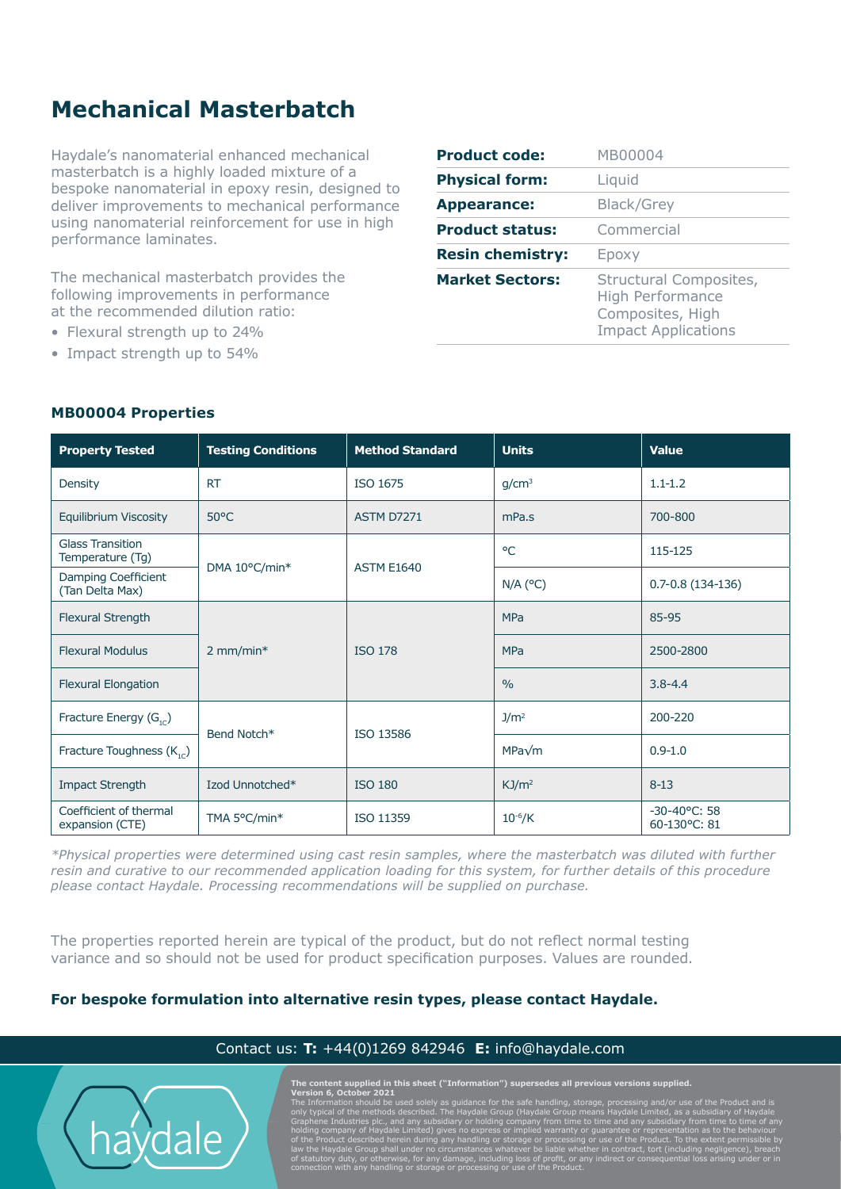# Mechanical Masterbatch

Haydale's nanomaterial enhanced mechanical masterbatch is a highly loaded mixture of a bespoke nanomaterial in epoxy resin, designed to deliver improvements to mechanical performance using nanomaterial reinforcement for use in high performance laminates.

The mechanical masterbatch provides the following improvements in performance at the recommended dilution ratio:

- Flexural strength up to 24%
- Impact strength up to 54%

| | |
|---|---|
| **Product code:** | MB00004 |
| **Physical form:** | Liquid |
| **Appearance:** | Black/Grey |
| **Product status:** | Commercial |
| **Resin chemistry:** | Epoxy |
| **Market Sectors:** | Structural Composites, High Performance Composites, High Impact Applications |

### MB00004 Properties

| Property Tested | Testing Conditions | Method Standard | Units | Value |
|---|---|---|---|---|
| Density | RT | ISO 1675 | $g/cm^3$ | 1.1-1.2 |
| Equilibrium Viscosity | 50°C | ASTM D7271 | mPa.s | 700-800 |
| Glass Transition Temperature (Tg) | DMA 10°C/min* | ASTM E1640 | °C | 115-125 |
| Damping Coefficient (Tan Delta Max) | | | N/A (°C) | 0.7-0.8 (134-136) |
| Flexural Strength | 2 mm/min* | ISO 178 | MPa | 85-95 |
| Flexural Modulus | | | MPa | 2500-2800 |
| Flexural Elongation | | | % | 3.8-4.4 |
| Fracture Energy ($G_{1C}$) | Bend Notch* | ISO 13586 | $J/m^2$ | 200-220 |
| Fracture Toughness ($K_{1C}$) | | | MPa√m | 0.9-1.0 |
| Impact Strength | Izod Unnotched* | ISO 180 | $KJ/m^2$ | 8-13 |
| Coefficient of thermal expansion (CTE) | TMA 5°C/min* | ISO 11359 | $10^{-6}/K$ | -30-40°C: 58<br>60-130°C: 81 |

*\*Physical properties were determined using cast resin samples, where the masterbatch was diluted with further resin and curative to our recommended application loading for this system, for further details of this procedure please contact Haydale. Processing recommendations will be supplied on purchase.*

The properties reported herein are typical of the product, but do not reflect normal testing variance and so should not be used for product specification purposes. Values are rounded.

**For bespoke formulation into alternative resin types, please contact Haydale.**

Contact us: **T:** +44(0)1269 842946 **E:** info@haydale.com

haydale

**The content supplied in this sheet ("Information") supersedes all previous versions supplied.**
**Version 6, October 2021**
The Information should be used solely as guidance for the safe handling, storage, processing and/or use of the Product and is only typical of the methods described. The Haydale Group (Haydale Group means Haydale Limited, as a subsidiary of Haydale Graphene Industries plc., and any subsidiary or holding company from time to time and any subsidiary from time to time of any holding company of Haydale Limited) gives no express or implied warranty or guarantee or representation as to the behaviour of the Product described herein during any handling or storage or processing or use of the Product. To the extent permissible by law the Haydale Group shall under no circumstances whatever be liable whether in contract, tort (including negligence), breach of statutory duty, or otherwise, for any damage, including loss of profit, or any indirect or consequential loss arising under or in connection with any handling or storage or processing or use of the Product.